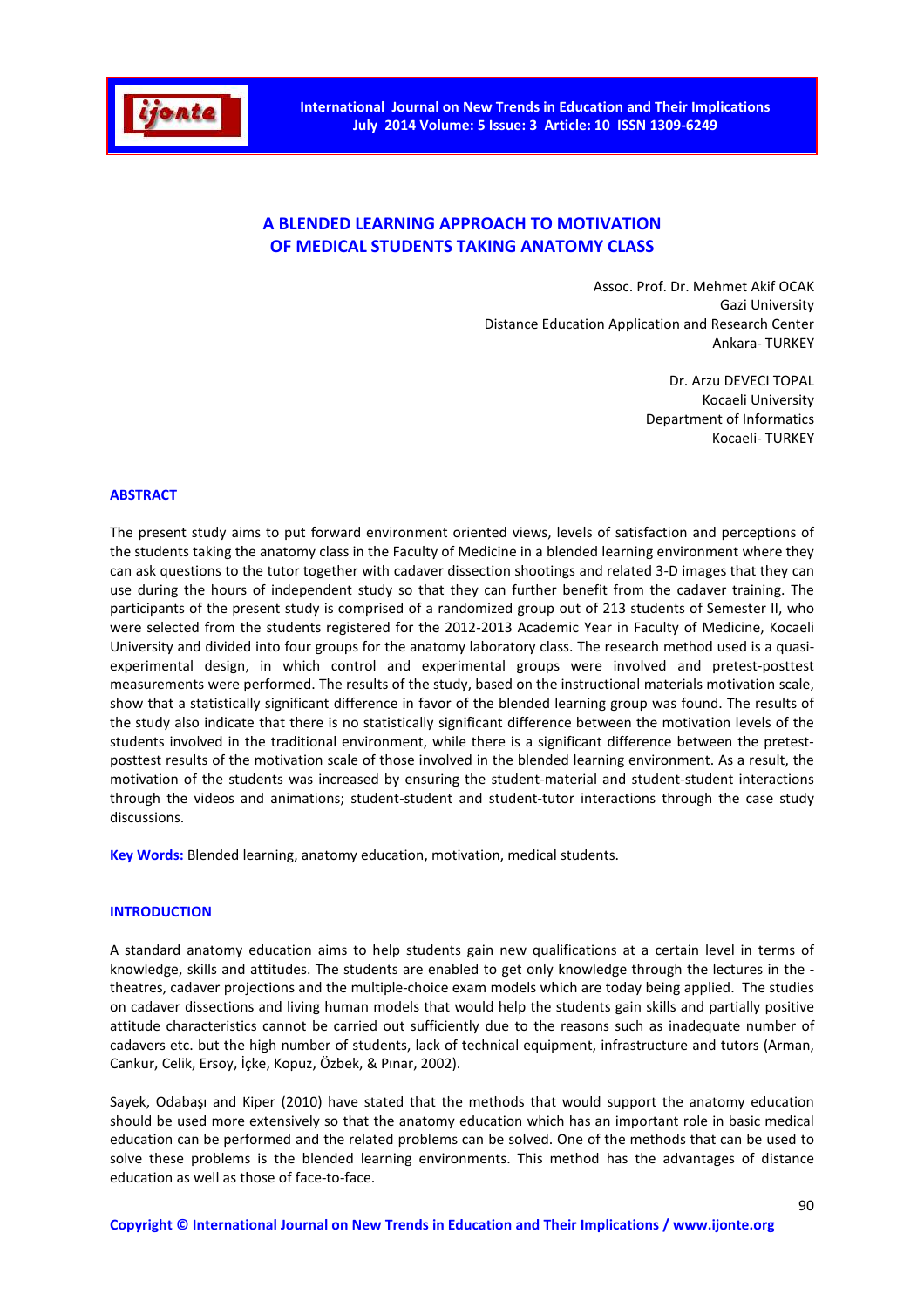# A BLENDED LEARNING APPROACH TO MOTIVATION OF MEDICAL STUDENTS TAKING ANATOMY CLASS

Assoc. Prof. Dr. Mehmet Akif OCAK
Gazi University
Distance Education Application and Research Center
Ankara- TURKEY

Dr. Arzu DEVECI TOPAL
Kocaeli University
Department of Informatics
Kocaeli- TURKEY

## ABSTRACT

The present study aims to put forward environment oriented views, levels of satisfaction and perceptions of the students taking the anatomy class in the Faculty of Medicine in a blended learning environment where they can ask questions to the tutor together with cadaver dissection shootings and related 3-D images that they can use during the hours of independent study so that they can further benefit from the cadaver training. The participants of the present study is comprised of a randomized group out of 213 students of Semester II, who were selected from the students registered for the 2012-2013 Academic Year in Faculty of Medicine, Kocaeli University and divided into four groups for the anatomy laboratory class. The research method used is a quasi-experimental design, in which control and experimental groups were involved and pretest-posttest measurements were performed. The results of the study, based on the instructional materials motivation scale, show that a statistically significant difference in favor of the blended learning group was found. The results of the study also indicate that there is no statistically significant difference between the motivation levels of the students involved in the traditional environment, while there is a significant difference between the pretest-posttest results of the motivation scale of those involved in the blended learning environment. As a result, the motivation of the students was increased by ensuring the student-material and student-student interactions through the videos and animations; student-student and student-tutor interactions through the case study discussions.

**Key Words:** Blended learning, anatomy education, motivation, medical students.

## INTRODUCTION

A standard anatomy education aims to help students gain new qualifications at a certain level in terms of knowledge, skills and attitudes. The students are enabled to get only knowledge through the lectures in the -theatres, cadaver projections and the multiple-choice exam models which are today being applied. The studies on cadaver dissections and living human models that would help the students gain skills and partially positive attitude characteristics cannot be carried out sufficiently due to the reasons such as inadequate number of cadavers etc. but the high number of students, lack of technical equipment, infrastructure and tutors (Arman, Cankur, Celik, Ersoy, İçke, Kopuz, Özbek, & Pınar, 2002).

Sayek, Odabaşı and Kiper (2010) have stated that the methods that would support the anatomy education should be used more extensively so that the anatomy education which has an important role in basic medical education can be performed and the related problems can be solved. One of the methods that can be used to solve these problems is the blended learning environments. This method has the advantages of distance education as well as those of face-to-face.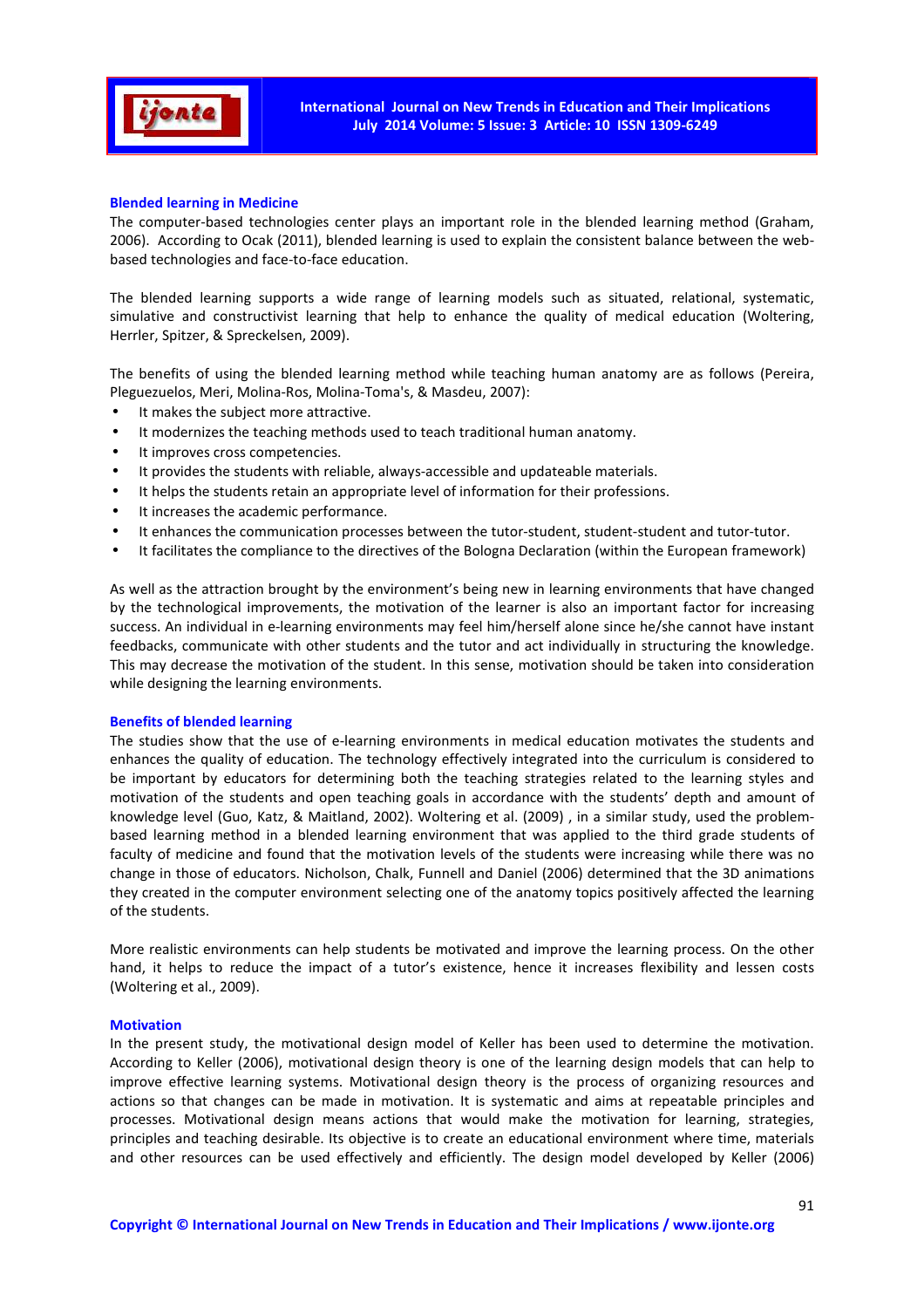## Blended learning in Medicine

The computer-based technologies center plays an important role in the blended learning method (Graham, 2006). According to Ocak (2011), blended learning is used to explain the consistent balance between the web-based technologies and face-to-face education.

The blended learning supports a wide range of learning models such as situated, relational, systematic, simulative and constructivist learning that help to enhance the quality of medical education (Woltering, Herrler, Spitzer, & Spreckelsen, 2009).

The benefits of using the blended learning method while teaching human anatomy are as follows (Pereira, Pleguezuelos, Meri, Molina-Ros, Molina-Toma's, & Masdeu, 2007):

- It makes the subject more attractive.
- It modernizes the teaching methods used to teach traditional human anatomy.
- It improves cross competencies.
- It provides the students with reliable, always-accessible and updateable materials.
- It helps the students retain an appropriate level of information for their professions.
- It increases the academic performance.
- It enhances the communication processes between the tutor-student, student-student and tutor-tutor.
- It facilitates the compliance to the directives of the Bologna Declaration (within the European framework)

As well as the attraction brought by the environment's being new in learning environments that have changed by the technological improvements, the motivation of the learner is also an important factor for increasing success. An individual in e-learning environments may feel him/herself alone since he/she cannot have instant feedbacks, communicate with other students and the tutor and act individually in structuring the knowledge. This may decrease the motivation of the student. In this sense, motivation should be taken into consideration while designing the learning environments.

## Benefits of blended learning

The studies show that the use of e-learning environments in medical education motivates the students and enhances the quality of education. The technology effectively integrated into the curriculum is considered to be important by educators for determining both the teaching strategies related to the learning styles and motivation of the students and open teaching goals in accordance with the students' depth and amount of knowledge level (Guo, Katz, & Maitland, 2002). Woltering et al. (2009) , in a similar study, used the problem-based learning method in a blended learning environment that was applied to the third grade students of faculty of medicine and found that the motivation levels of the students were increasing while there was no change in those of educators. Nicholson, Chalk, Funnell and Daniel (2006) determined that the 3D animations they created in the computer environment selecting one of the anatomy topics positively affected the learning of the students.

More realistic environments can help students be motivated and improve the learning process. On the other hand, it helps to reduce the impact of a tutor's existence, hence it increases flexibility and lessen costs (Woltering et al., 2009).

## Motivation

In the present study, the motivational design model of Keller has been used to determine the motivation. According to Keller (2006), motivational design theory is one of the learning design models that can help to improve effective learning systems. Motivational design theory is the process of organizing resources and actions so that changes can be made in motivation. It is systematic and aims at repeatable principles and processes. Motivational design means actions that would make the motivation for learning, strategies, principles and teaching desirable. Its objective is to create an educational environment where time, materials and other resources can be used effectively and efficiently. The design model developed by Keller (2006)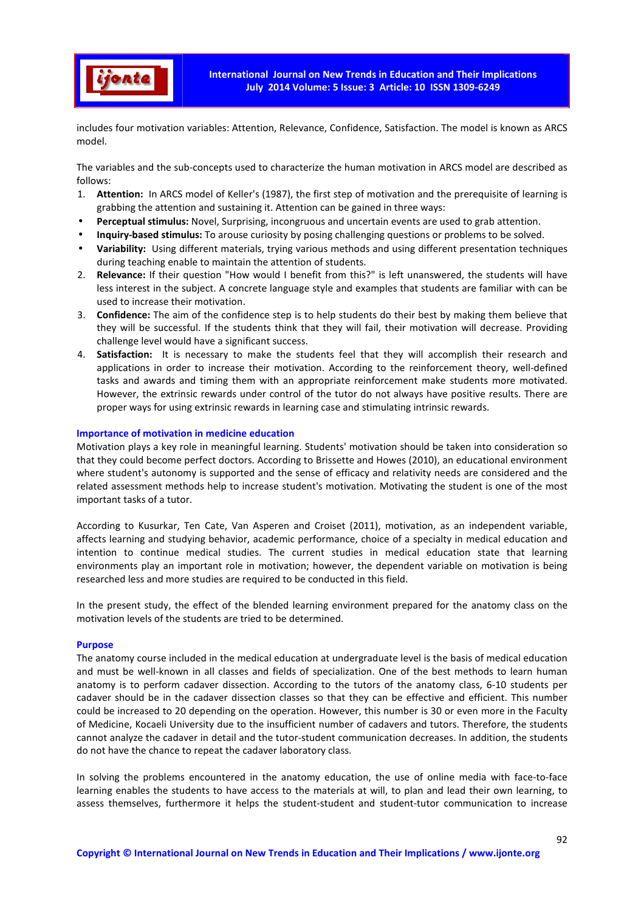includes four motivation variables: Attention, Relevance, Confidence, Satisfaction. The model is known as ARCS model.

The variables and the sub-concepts used to characterize the human motivation in ARCS model are described as follows:

1. **Attention:** In ARCS model of Keller's (1987), the first step of motivation and the prerequisite of learning is grabbing the attention and sustaining it. Attention can be gained in three ways:
   - **Perceptual stimulus:** Novel, Surprising, incongruous and uncertain events are used to grab attention.
   - **Inquiry-based stimulus:** To arouse curiosity by posing challenging questions or problems to be solved.
   - **Variability:** Using different materials, trying various methods and using different presentation techniques during teaching enable to maintain the attention of students.
2. **Relevance:** If their question "How would I benefit from this?" is left unanswered, the students will have less interest in the subject. A concrete language style and examples that students are familiar with can be used to increase their motivation.
3. **Confidence:** The aim of the confidence step is to help students do their best by making them believe that they will be successful. If the students think that they will fail, their motivation will decrease. Providing challenge level would have a significant success.
4. **Satisfaction:** It is necessary to make the students feel that they will accomplish their research and applications in order to increase their motivation. According to the reinforcement theory, well-defined tasks and awards and timing them with an appropriate reinforcement make students more motivated. However, the extrinsic rewards under control of the tutor do not always have positive results. There are proper ways for using extrinsic rewards in learning case and stimulating intrinsic rewards.

### Importance of motivation in medicine education

Motivation plays a key role in meaningful learning. Students' motivation should be taken into consideration so that they could become perfect doctors. According to Brissette and Howes (2010), an educational environment where student's autonomy is supported and the sense of efficacy and relativity needs are considered and the related assessment methods help to increase student's motivation. Motivating the student is one of the most important tasks of a tutor.

According to Kusurkar, Ten Cate, Van Asperen and Croiset (2011), motivation, as an independent variable, affects learning and studying behavior, academic performance, choice of a specialty in medical education and intention to continue medical studies. The current studies in medical education state that learning environments play an important role in motivation; however, the dependent variable on motivation is being researched less and more studies are required to be conducted in this field.

In the present study, the effect of the blended learning environment prepared for the anatomy class on the motivation levels of the students are tried to be determined.

### Purpose

The anatomy course included in the medical education at undergraduate level is the basis of medical education and must be well-known in all classes and fields of specialization. One of the best methods to learn human anatomy is to perform cadaver dissection. According to the tutors of the anatomy class, 6-10 students per cadaver should be in the cadaver dissection classes so that they can be effective and efficient. This number could be increased to 20 depending on the operation. However, this number is 30 or even more in the Faculty of Medicine, Kocaeli University due to the insufficient number of cadavers and tutors. Therefore, the students cannot analyze the cadaver in detail and the tutor-student communication decreases. In addition, the students do not have the chance to repeat the cadaver laboratory class.

In solving the problems encountered in the anatomy education, the use of online media with face-to-face learning enables the students to have access to the materials at will, to plan and lead their own learning, to assess themselves, furthermore it helps the student-student and student-tutor communication to increase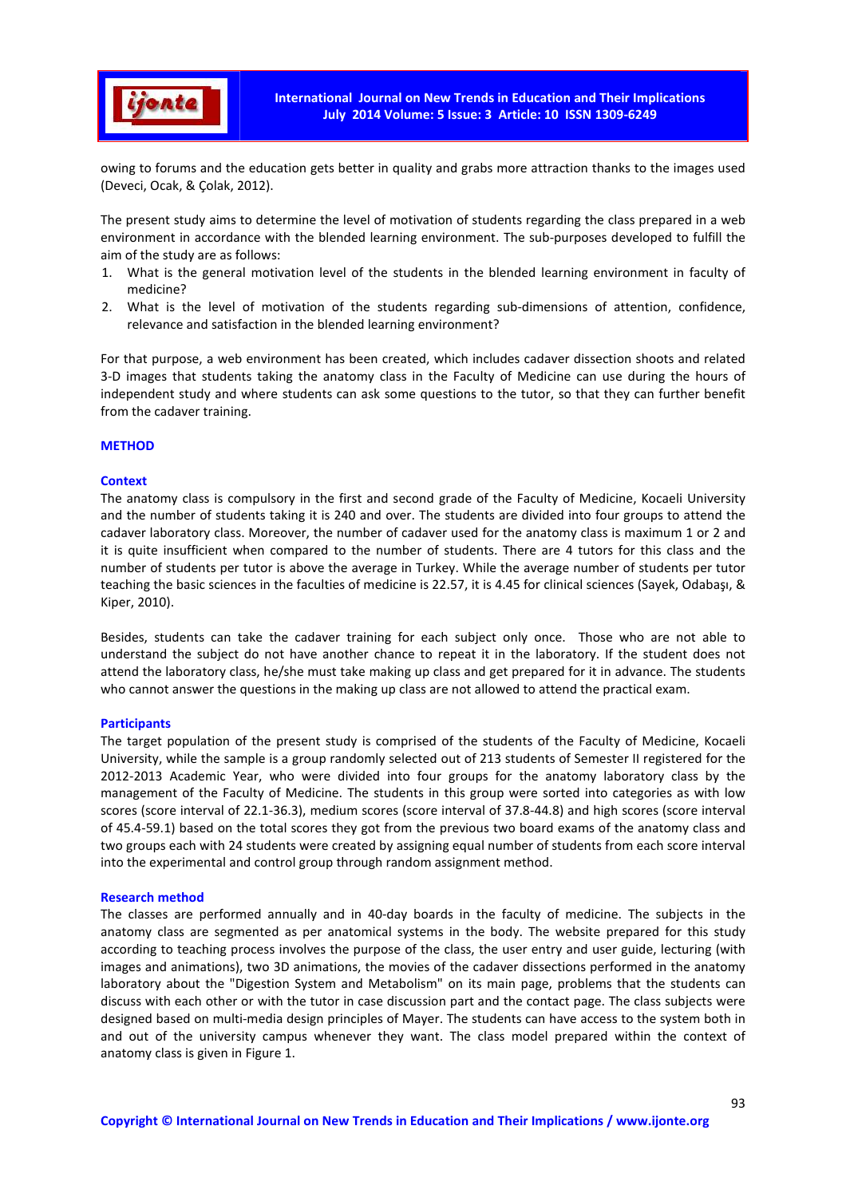owing to forums and the education gets better in quality and grabs more attraction thanks to the images used (Deveci, Ocak, & Çolak, 2012).

The present study aims to determine the level of motivation of students regarding the class prepared in a web environment in accordance with the blended learning environment. The sub-purposes developed to fulfill the aim of the study are as follows:

1. What is the general motivation level of the students in the blended learning environment in faculty of medicine?
2. What is the level of motivation of the students regarding sub-dimensions of attention, confidence, relevance and satisfaction in the blended learning environment?

For that purpose, a web environment has been created, which includes cadaver dissection shoots and related 3-D images that students taking the anatomy class in the Faculty of Medicine can use during the hours of independent study and where students can ask some questions to the tutor, so that they can further benefit from the cadaver training.

## METHOD

### Context

The anatomy class is compulsory in the first and second grade of the Faculty of Medicine, Kocaeli University and the number of students taking it is 240 and over. The students are divided into four groups to attend the cadaver laboratory class. Moreover, the number of cadaver used for the anatomy class is maximum 1 or 2 and it is quite insufficient when compared to the number of students. There are 4 tutors for this class and the number of students per tutor is above the average in Turkey. While the average number of students per tutor teaching the basic sciences in the faculties of medicine is 22.57, it is 4.45 for clinical sciences (Sayek, Odabaşı, & Kiper, 2010).

Besides, students can take the cadaver training for each subject only once. Those who are not able to understand the subject do not have another chance to repeat it in the laboratory. If the student does not attend the laboratory class, he/she must take making up class and get prepared for it in advance. The students who cannot answer the questions in the making up class are not allowed to attend the practical exam.

### Participants

The target population of the present study is comprised of the students of the Faculty of Medicine, Kocaeli University, while the sample is a group randomly selected out of 213 students of Semester II registered for the 2012-2013 Academic Year, who were divided into four groups for the anatomy laboratory class by the management of the Faculty of Medicine. The students in this group were sorted into categories as with low scores (score interval of 22.1-36.3), medium scores (score interval of 37.8-44.8) and high scores (score interval of 45.4-59.1) based on the total scores they got from the previous two board exams of the anatomy class and two groups each with 24 students were created by assigning equal number of students from each score interval into the experimental and control group through random assignment method.

### Research method

The classes are performed annually and in 40-day boards in the faculty of medicine. The subjects in the anatomy class are segmented as per anatomical systems in the body. The website prepared for this study according to teaching process involves the purpose of the class, the user entry and user guide, lecturing (with images and animations), two 3D animations, the movies of the cadaver dissections performed in the anatomy laboratory about the "Digestion System and Metabolism" on its main page, problems that the students can discuss with each other or with the tutor in case discussion part and the contact page. The class subjects were designed based on multi-media design principles of Mayer. The students can have access to the system both in and out of the university campus whenever they want. The class model prepared within the context of anatomy class is given in Figure 1.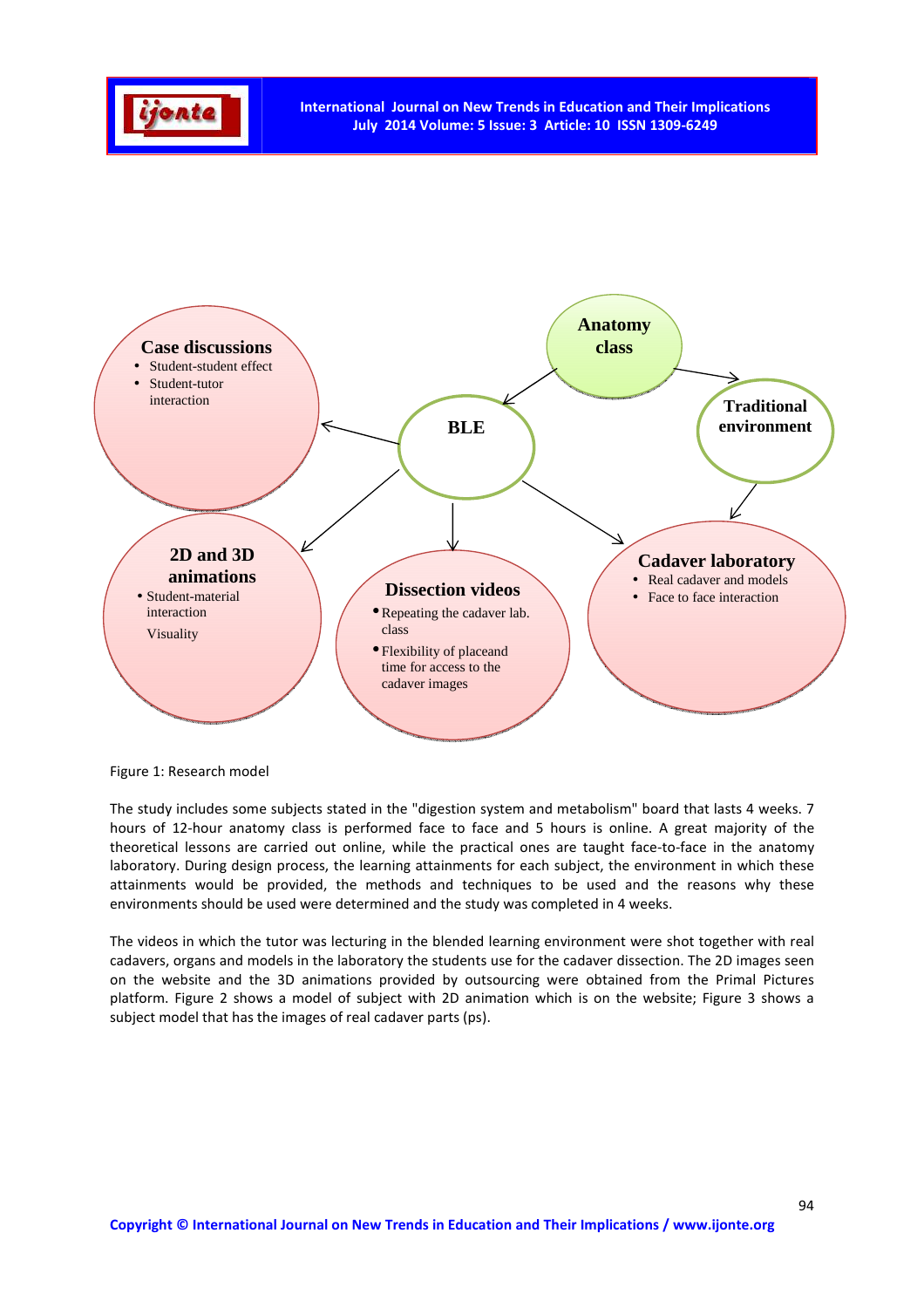Case discussions

- Student-student effect
- Student-tutor interaction

Anatomy class

BLE

Traditional environment

2D and 3D animations

- Student-material interaction

Visuality

Dissection videos

- Repeating the cadaver lab. class
- Flexibility of placeand time for access to the cadaver images

Cadaver laboratory

- Real cadaver and models
- Face to face interaction

Figure 1: Research model

The study includes some subjects stated in the "digestion system and metabolism" board that lasts 4 weeks. 7 hours of 12-hour anatomy class is performed face to face and 5 hours is online. A great majority of the theoretical lessons are carried out online, while the practical ones are taught face-to-face in the anatomy laboratory. During design process, the learning attainments for each subject, the environment in which these attainments would be provided, the methods and techniques to be used and the reasons why these environments should be used were determined and the study was completed in 4 weeks.

The videos in which the tutor was lecturing in the blended learning environment were shot together with real cadavers, organs and models in the laboratory the students use for the cadaver dissection. The 2D images seen on the website and the 3D animations provided by outsourcing were obtained from the Primal Pictures platform. Figure 2 shows a model of subject with 2D animation which is on the website; Figure 3 shows a subject model that has the images of real cadaver parts (ps).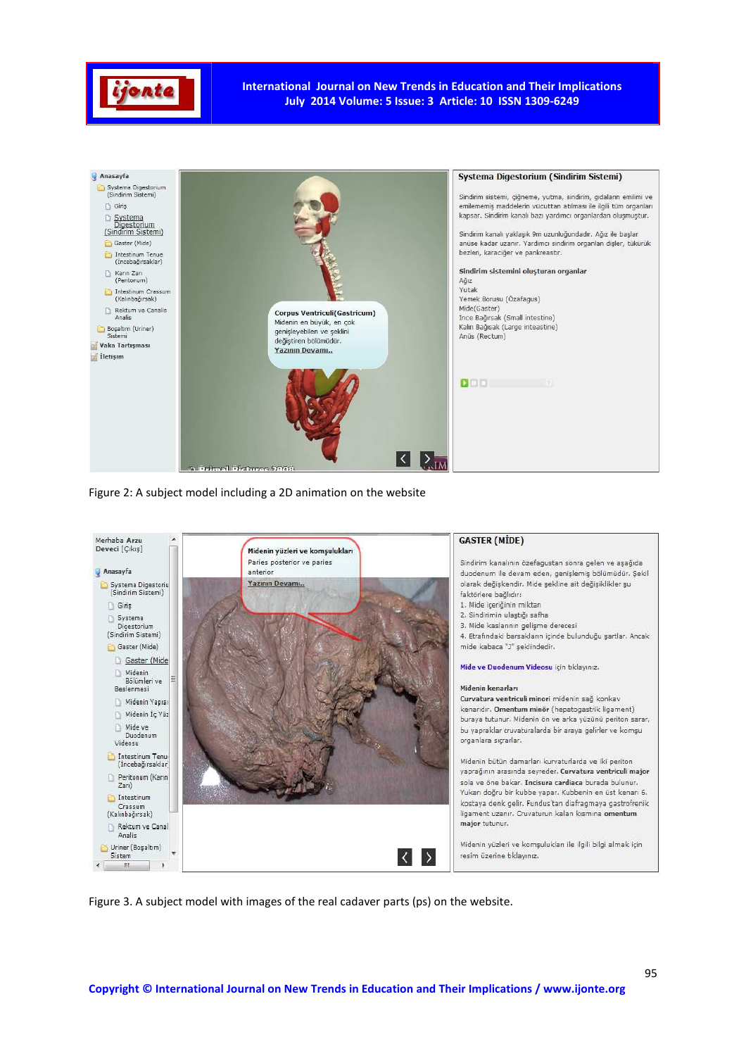Figure 2: A subject model including a 2D animation on the website

Figure 3. A subject model with images of the real cadaver parts (ps) on the website.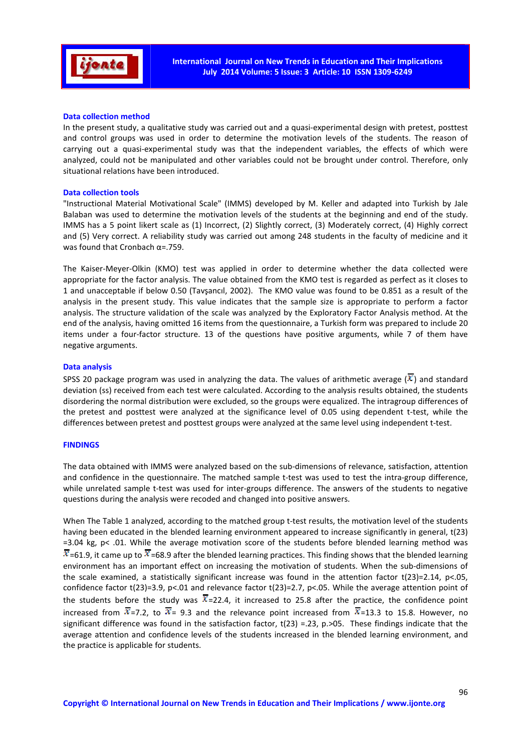### Data collection method

In the present study, a qualitative study was carried out and a quasi-experimental design with pretest, posttest and control groups was used in order to determine the motivation levels of the students. The reason of carrying out a quasi-experimental study was that the independent variables, the effects of which were analyzed, could not be manipulated and other variables could not be brought under control. Therefore, only situational relations have been introduced.

### Data collection tools

"Instructional Material Motivational Scale" (IMMS) developed by M. Keller and adapted into Turkish by Jale Balaban was used to determine the motivation levels of the students at the beginning and end of the study. IMMS has a 5 point likert scale as (1) Incorrect, (2) Slightly correct, (3) Moderately correct, (4) Highly correct and (5) Very correct. A reliability study was carried out among 248 students in the faculty of medicine and it was found that Cronbach α=.759.

The Kaiser-Meyer-Olkin (KMO) test was applied in order to determine whether the data collected were appropriate for the factor analysis. The value obtained from the KMO test is regarded as perfect as it closes to 1 and unacceptable if below 0.50 (Tavşancıl, 2002). The KMO value was found to be 0.851 as a result of the analysis in the present study. This value indicates that the sample size is appropriate to perform a factor analysis. The structure validation of the scale was analyzed by the Exploratory Factor Analysis method. At the end of the analysis, having omitted 16 items from the questionnaire, a Turkish form was prepared to include 20 items under a four-factor structure. 13 of the questions have positive arguments, while 7 of them have negative arguments.

### Data analysis

SPSS 20 package program was used in analyzing the data. The values of arithmetic average ($\bar{X}$) and standard deviation (ss) received from each test were calculated. According to the analysis results obtained, the students disordering the normal distribution were excluded, so the groups were equalized. The intragroup differences of the pretest and posttest were analyzed at the significance level of 0.05 using dependent t-test, while the differences between pretest and posttest groups were analyzed at the same level using independent t-test.

## FINDINGS

The data obtained with IMMS were analyzed based on the sub-dimensions of relevance, satisfaction, attention and confidence in the questionnaire. The matched sample t-test was used to test the intra-group difference, while unrelated sample t-test was used for inter-groups difference. The answers of the students to negative questions during the analysis were recoded and changed into positive answers.

When The Table 1 analyzed, according to the matched group t-test results, the motivation level of the students having been educated in the blended learning environment appeared to increase significantly in general, $t(23) = 3.04$ kg, $p < .01$. While the average motivation score of the students before blended learning method was $\bar{X}$=61.9, it came up to $\bar{X}$=68.9 after the blended learning practices. This finding shows that the blended learning environment has an important effect on increasing the motivation of students. When the sub-dimensions of the scale examined, a statistically significant increase was found in the attention factor $t(23)=2.14$, $p<.05$, confidence factor $t(23)=3.9$, $p<.01$ and relevance factor $t(23)=2.7$, $p<.05$. While the average attention point of the students before the study was $\bar{X}$=22.4, it increased to 25.8 after the practice, the confidence point increased from $\bar{X}$=7.2, to $\bar{X}$= 9.3 and the relevance point increased from $\bar{X}$=13.3 to 15.8. However, no significant difference was found in the satisfaction factor, $t(23) = .23$, $p.>05$. These findings indicate that the average attention and confidence levels of the students increased in the blended learning environment, and the practice is applicable for students.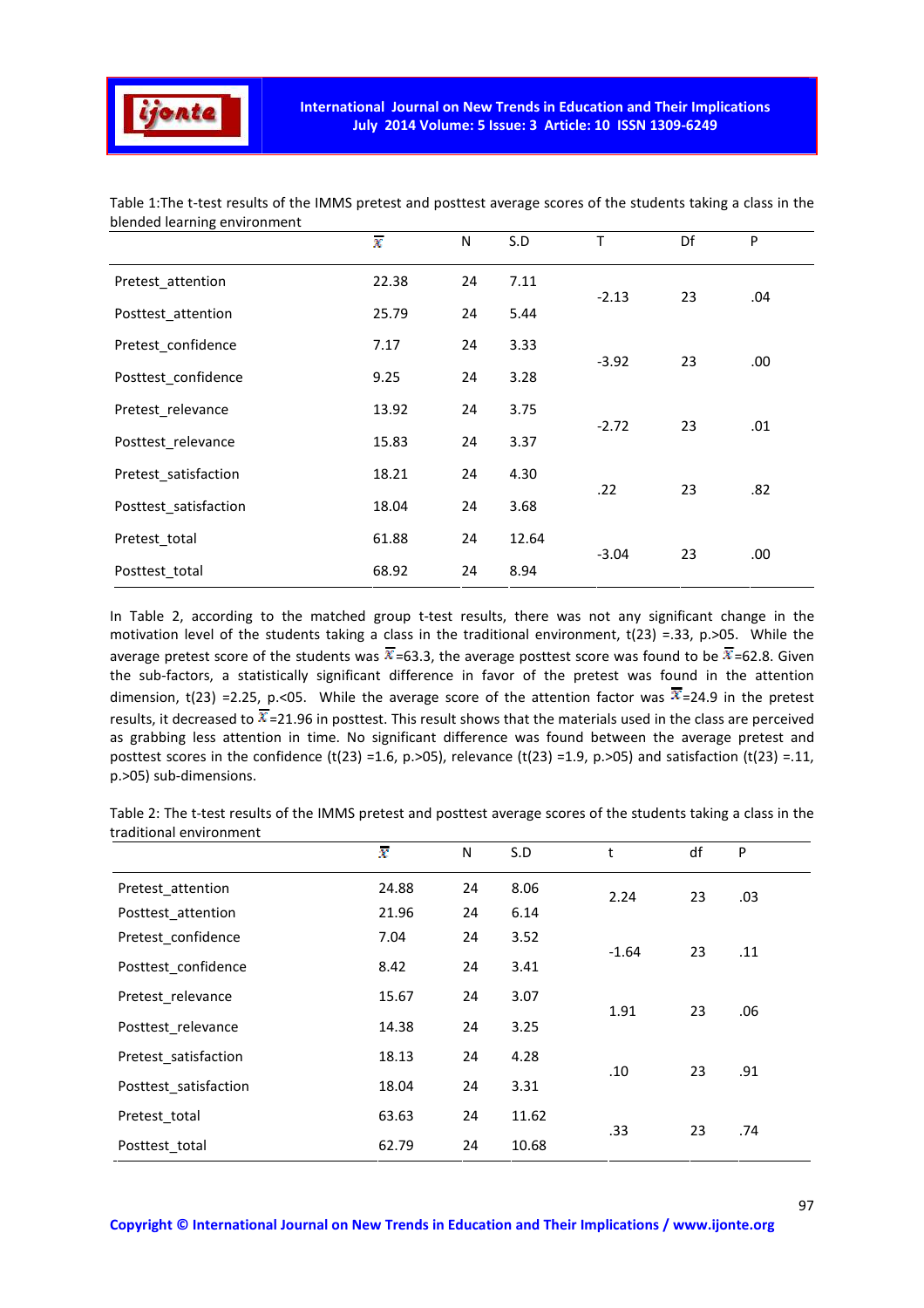Table 1:The t-test results of the IMMS pretest and posttest average scores of the students taking a class in the blended learning environment

| | $\bar{X}$ | N | S.D | T | Df | P |
|---|---|---|---|---|---|---|
| Pretest_attention | 22.38 | 24 | 7.11 | -2.13 | 23 | .04 |
| Posttest_attention | 25.79 | 24 | 5.44 | | | |
| Pretest_confidence | 7.17 | 24 | 3.33 | -3.92 | 23 | .00 |
| Posttest_confidence | 9.25 | 24 | 3.28 | | | |
| Pretest_relevance | 13.92 | 24 | 3.75 | -2.72 | 23 | .01 |
| Posttest_relevance | 15.83 | 24 | 3.37 | | | |
| Pretest_satisfaction | 18.21 | 24 | 4.30 | .22 | 23 | .82 |
| Posttest_satisfaction | 18.04 | 24 | 3.68 | | | |
| Pretest_total | 61.88 | 24 | 12.64 | -3.04 | 23 | .00 |
| Posttest_total | 68.92 | 24 | 8.94 | | | |

In Table 2, according to the matched group t-test results, there was not any significant change in the motivation level of the students taking a class in the traditional environment, t(23) =.33, p.>05. While the average pretest score of the students was $\bar{X}$=63.3, the average posttest score was found to be $\bar{X}$=62.8. Given the sub-factors, a statistically significant difference in favor of the pretest was found in the attention dimension, t(23) =2.25, p.<05. While the average score of the attention factor was $\bar{X}$=24.9 in the pretest results, it decreased to $\bar{X}$=21.96 in posttest. This result shows that the materials used in the class are perceived as grabbing less attention in time. No significant difference was found between the average pretest and posttest scores in the confidence (t(23) =1.6, p.>05), relevance (t(23) =1.9, p.>05) and satisfaction (t(23) =.11, p.>05) sub-dimensions.

Table 2: The t-test results of the IMMS pretest and posttest average scores of the students taking a class in the traditional environment

| | $\bar{X}$ | N | S.D | t | df | P |
|---|---|---|---|---|---|---|
| Pretest_attention | 24.88 | 24 | 8.06 | 2.24 | 23 | .03 |
| Posttest_attention | 21.96 | 24 | 6.14 | | | |
| Pretest_confidence | 7.04 | 24 | 3.52 | -1.64 | 23 | .11 |
| Posttest_confidence | 8.42 | 24 | 3.41 | | | |
| Pretest_relevance | 15.67 | 24 | 3.07 | 1.91 | 23 | .06 |
| Posttest_relevance | 14.38 | 24 | 3.25 | | | |
| Pretest_satisfaction | 18.13 | 24 | 4.28 | .10 | 23 | .91 |
| Posttest_satisfaction | 18.04 | 24 | 3.31 | | | |
| Pretest_total | 63.63 | 24 | 11.62 | .33 | 23 | .74 |
| Posttest_total | 62.79 | 24 | 10.68 | | | |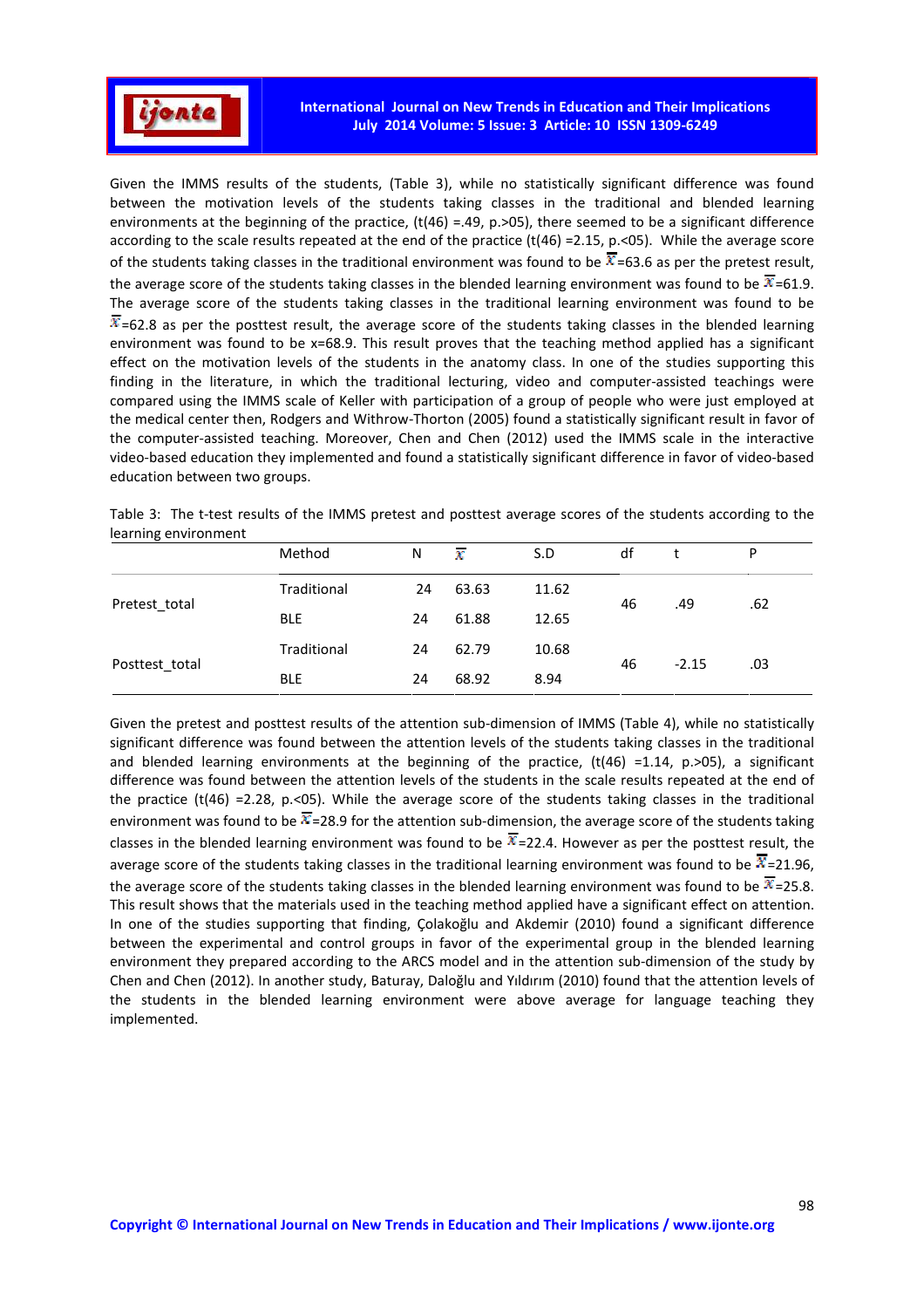Given the IMMS results of the students, (Table 3), while no statistically significant difference was found between the motivation levels of the students taking classes in the traditional and blended learning environments at the beginning of the practice, (t(46) =.49, p.>05), there seemed to be a significant difference according to the scale results repeated at the end of the practice (t(46) =2.15, p.<05). While the average score of the students taking classes in the traditional environment was found to be $\bar{X}$=63.6 as per the pretest result, the average score of the students taking classes in the blended learning environment was found to be $\bar{X}$=61.9. The average score of the students taking classes in the traditional learning environment was found to be $\bar{X}$=62.8 as per the posttest result, the average score of the students taking classes in the blended learning environment was found to be x=68.9. This result proves that the teaching method applied has a significant effect on the motivation levels of the students in the anatomy class. In one of the studies supporting this finding in the literature, in which the traditional lecturing, video and computer-assisted teachings were compared using the IMMS scale of Keller with participation of a group of people who were just employed at the medical center then, Rodgers and Withrow-Thorton (2005) found a statistically significant result in favor of the computer-assisted teaching. Moreover, Chen and Chen (2012) used the IMMS scale in the interactive video-based education they implemented and found a statistically significant difference in favor of video-based education between two groups.

Table 3: The t-test results of the IMMS pretest and posttest average scores of the students according to the learning environment

| | Method | N | $\bar{X}$ | S.D | df | t | P |
|---|---|---|---|---|---|---|---|
| Pretest_total | Traditional | 24 | 63.63 | 11.62 | 46 | .49 | .62 |
| | BLE | 24 | 61.88 | 12.65 | | | |
| Posttest_total | Traditional | 24 | 62.79 | 10.68 | 46 | -2.15 | .03 |
| | BLE | 24 | 68.92 | 8.94 | | | |

Given the pretest and posttest results of the attention sub-dimension of IMMS (Table 4), while no statistically significant difference was found between the attention levels of the students taking classes in the traditional and blended learning environments at the beginning of the practice, (t(46) =1.14, p.>05), a significant difference was found between the attention levels of the students in the scale results repeated at the end of the practice (t(46) =2.28, p.<05). While the average score of the students taking classes in the traditional environment was found to be $\bar{X}$=28.9 for the attention sub-dimension, the average score of the students taking classes in the blended learning environment was found to be $\bar{X}$=22.4. However as per the posttest result, the average score of the students taking classes in the traditional learning environment was found to be $\bar{X}$=21.96, the average score of the students taking classes in the blended learning environment was found to be $\bar{X}$=25.8. This result shows that the materials used in the teaching method applied have a significant effect on attention. In one of the studies supporting that finding, Çolakoğlu and Akdemir (2010) found a significant difference between the experimental and control groups in favor of the experimental group in the blended learning environment they prepared according to the ARCS model and in the attention sub-dimension of the study by Chen and Chen (2012). In another study, Baturay, Daloğlu and Yıldırım (2010) found that the attention levels of the students in the blended learning environment were above average for language teaching they implemented.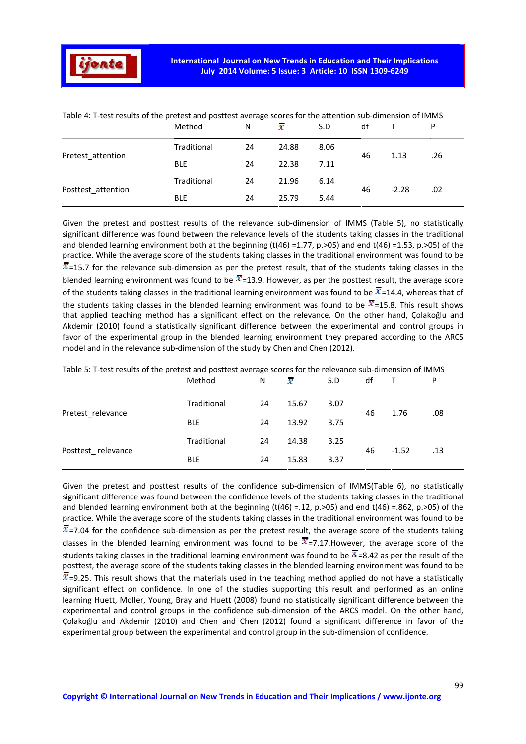Table 4: T-test results of the pretest and posttest average scores for the attention sub-dimension of IMMS

| | Method | N | $\bar{X}$ | S.D | df | T | P |
|---|---|---|---|---|---|---|---|
| Pretest_attention | Traditional | 24 | 24.88 | 8.06 | 46 | 1.13 | .26 |
| | BLE | 24 | 22.38 | 7.11 | | | |
| Posttest_attention | Traditional | 24 | 21.96 | 6.14 | 46 | -2.28 | .02 |
| | BLE | 24 | 25.79 | 5.44 | | | |

Given the pretest and posttest results of the relevance sub-dimension of IMMS (Table 5), no statistically significant difference was found between the relevance levels of the students taking classes in the traditional and blended learning environment both at the beginning ($t(46) = 1.77$, $p.>05$) and end $t(46) = 1.53$, $p.>05$) of the practice. While the average score of the students taking classes in the traditional environment was found to be $\bar{X}=15.7$ for the relevance sub-dimension as per the pretest result, that of the students taking classes in the blended learning environment was found to be $\bar{X}=13.9$. However, as per the posttest result, the average score of the students taking classes in the traditional learning environment was found to be $\bar{X}=14.4$, whereas that of the students taking classes in the blended learning environment was found to be $\bar{X}=15.8$. This result shows that applied teaching method has a significant effect on the relevance. On the other hand, Çolakoğlu and Akdemir (2010) found a statistically significant difference between the experimental and control groups in favor of the experimental group in the blended learning environment they prepared according to the ARCS model and in the relevance sub-dimension of the study by Chen and Chen (2012).

Table 5: T-test results of the pretest and posttest average scores for the relevance sub-dimension of IMMS

| | Method | N | $\bar{X}$ | S.D | df | T | P |
|---|---|---|---|---|---|---|---|
| Pretest_relevance | Traditional | 24 | 15.67 | 3.07 | 46 | 1.76 | .08 |
| | BLE | 24 | 13.92 | 3.75 | | | |
| Posttest_ relevance | Traditional | 24 | 14.38 | 3.25 | 46 | -1.52 | .13 |
| | BLE | 24 | 15.83 | 3.37 | | | |

Given the pretest and posttest results of the confidence sub-dimension of IMMS(Table 6), no statistically significant difference was found between the confidence levels of the students taking classes in the traditional and blended learning environment both at the beginning ($t(46) = .12$, $p.>05$) and end $t(46) = .862$, $p.>05$) of the practice. While the average score of the students taking classes in the traditional environment was found to be $\bar{X}=7.04$ for the confidence sub-dimension as per the pretest result, the average score of the students taking classes in the blended learning environment was found to be $\bar{X}=7.17$.However, the average score of the students taking classes in the traditional learning environment was found to be $\bar{X}=8.42$ as per the result of the posttest, the average score of the students taking classes in the blended learning environment was found to be $\bar{X}=9.25$. This result shows that the materials used in the teaching method applied do not have a statistically significant effect on confidence. In one of the studies supporting this result and performed as an online learning Huett, Moller, Young, Bray and Huett (2008) found no statistically significant difference between the experimental and control groups in the confidence sub-dimension of the ARCS model. On the other hand, Çolakoğlu and Akdemir (2010) and Chen and Chen (2012) found a significant difference in favor of the experimental group between the experimental and control group in the sub-dimension of confidence.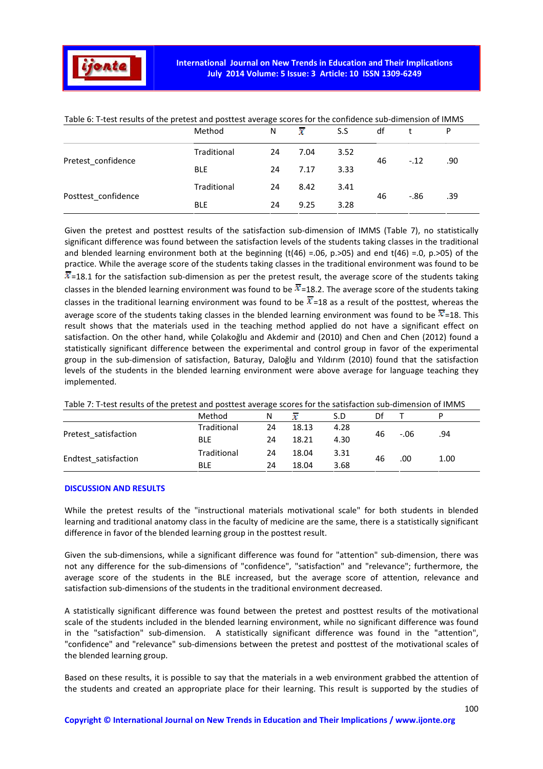Table 6: T-test results of the pretest and posttest average scores for the confidence sub-dimension of IMMS

| | Method | N | $\bar{X}$ | S.S | df | t | P |
|---|---|---|---|---|---|---|---|
| Pretest_confidence | Traditional | 24 | 7.04 | 3.52 | 46 | -.12 | .90 |
| | BLE | 24 | 7.17 | 3.33 | | | |
| Posttest_confidence | Traditional | 24 | 8.42 | 3.41 | 46 | -.86 | .39 |
| | BLE | 24 | 9.25 | 3.28 | | | |

Given the pretest and posttest results of the satisfaction sub-dimension of IMMS (Table 7), no statistically significant difference was found between the satisfaction levels of the students taking classes in the traditional and blended learning environment both at the beginning ($t(46)$ =.06, p.>05) and end $t(46)$ =.0, p.>05) of the practice. While the average score of the students taking classes in the traditional environment was found to be $\bar{X}$=18.1 for the satisfaction sub-dimension as per the pretest result, the average score of the students taking classes in the blended learning environment was found to be $\bar{X}$=18.2. The average score of the students taking classes in the traditional learning environment was found to be $\bar{X}$=18 as a result of the posttest, whereas the average score of the students taking classes in the blended learning environment was found to be $\bar{X}$=18. This result shows that the materials used in the teaching method applied do not have a significant effect on satisfaction. On the other hand, while Çolakoğlu and Akdemir and (2010) and Chen and Chen (2012) found a statistically significant difference between the experimental and control group in favor of the experimental group in the sub-dimension of satisfaction, Baturay, Daloğlu and Yıldırım (2010) found that the satisfaction levels of the students in the blended learning environment were above average for language teaching they implemented.

Table 7: T-test results of the pretest and posttest average scores for the satisfaction sub-dimension of IMMS

| | Method | N | $\bar{X}$ | S.D | Df | T | P |
|---|---|---|---|---|---|---|---|
| Pretest_satisfaction | Traditional | 24 | 18.13 | 4.28 | 46 | -.06 | .94 |
| | BLE | 24 | 18.21 | 4.30 | | | |
| Endtest_satisfaction | Traditional | 24 | 18.04 | 3.31 | 46 | .00 | 1.00 |
| | BLE | 24 | 18.04 | 3.68 | | | |

## DISCUSSION AND RESULTS

While the pretest results of the "instructional materials motivational scale" for both students in blended learning and traditional anatomy class in the faculty of medicine are the same, there is a statistically significant difference in favor of the blended learning group in the posttest result.

Given the sub-dimensions, while a significant difference was found for "attention" sub-dimension, there was not any difference for the sub-dimensions of "confidence", "satisfaction" and "relevance"; furthermore, the average score of the students in the BLE increased, but the average score of attention, relevance and satisfaction sub-dimensions of the students in the traditional environment decreased.

A statistically significant difference was found between the pretest and posttest results of the motivational scale of the students included in the blended learning environment, while no significant difference was found in the "satisfaction" sub-dimension. A statistically significant difference was found in the "attention", "confidence" and "relevance" sub-dimensions between the pretest and posttest of the motivational scales of the blended learning group.

Based on these results, it is possible to say that the materials in a web environment grabbed the attention of the students and created an appropriate place for their learning. This result is supported by the studies of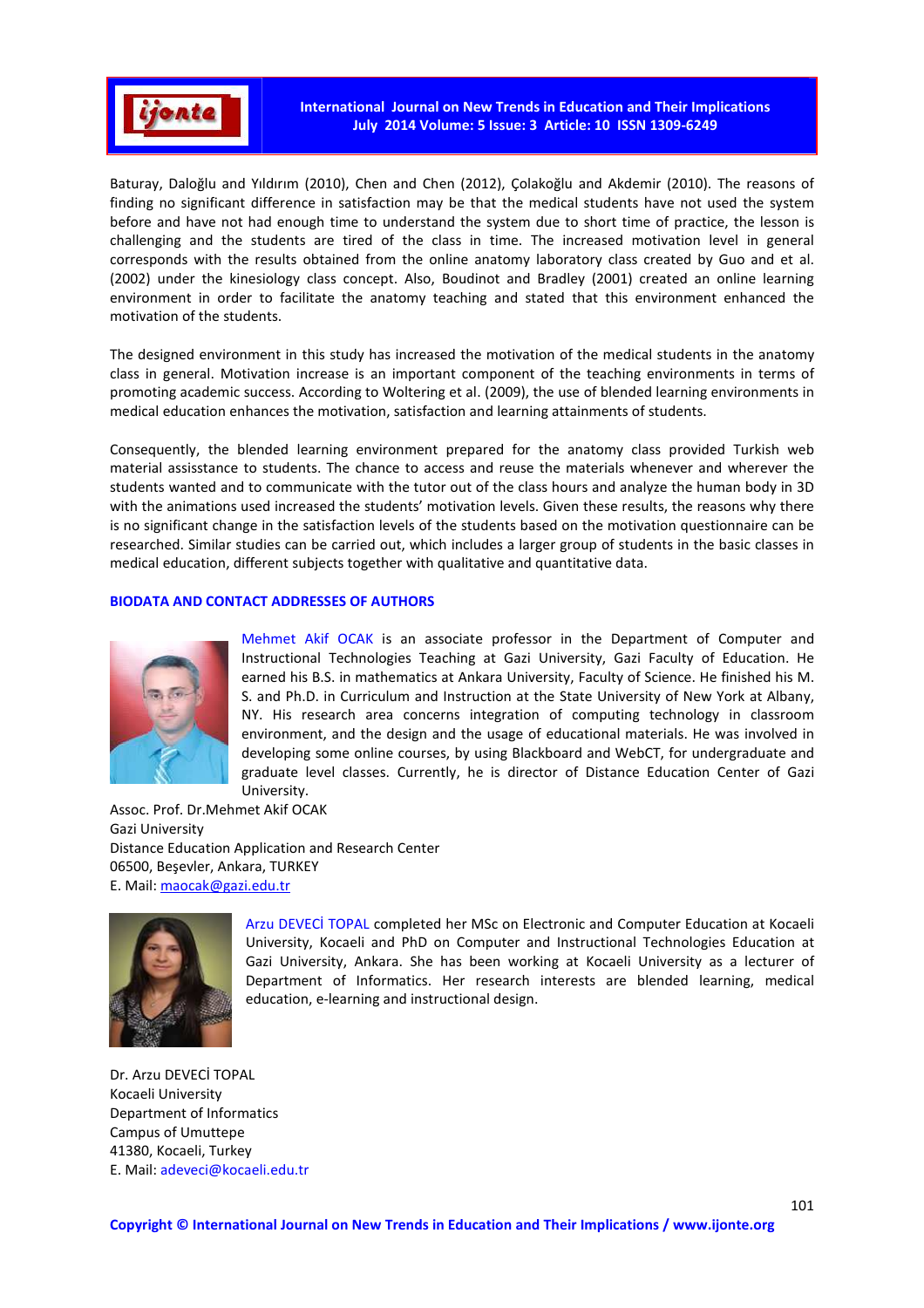Baturay, Daloğlu and Yıldırım (2010), Chen and Chen (2012), Çolakoğlu and Akdemir (2010). The reasons of finding no significant difference in satisfaction may be that the medical students have not used the system before and have not had enough time to understand the system due to short time of practice, the lesson is challenging and the students are tired of the class in time. The increased motivation level in general corresponds with the results obtained from the online anatomy laboratory class created by Guo and et al. (2002) under the kinesiology class concept. Also, Boudinot and Bradley (2001) created an online learning environment in order to facilitate the anatomy teaching and stated that this environment enhanced the motivation of the students.

The designed environment in this study has increased the motivation of the medical students in the anatomy class in general. Motivation increase is an important component of the teaching environments in terms of promoting academic success. According to Woltering et al. (2009), the use of blended learning environments in medical education enhances the motivation, satisfaction and learning attainments of students.

Consequently, the blended learning environment prepared for the anatomy class provided Turkish web material assisstance to students. The chance to access and reuse the materials whenever and wherever the students wanted and to communicate with the tutor out of the class hours and analyze the human body in 3D with the animations used increased the students' motivation levels. Given these results, the reasons why there is no significant change in the satisfaction levels of the students based on the motivation questionnaire can be researched. Similar studies can be carried out, which includes a larger group of students in the basic classes in medical education, different subjects together with qualitative and quantitative data.

## BIODATA AND CONTACT ADDRESSES OF AUTHORS

Mehmet Akif OCAK is an associate professor in the Department of Computer and Instructional Technologies Teaching at Gazi University, Gazi Faculty of Education. He earned his B.S. in mathematics at Ankara University, Faculty of Science. He finished his M. S. and Ph.D. in Curriculum and Instruction at the State University of New York at Albany, NY. His research area concerns integration of computing technology in classroom environment, and the design and the usage of educational materials. He was involved in developing some online courses, by using Blackboard and WebCT, for undergraduate and graduate level classes. Currently, he is director of Distance Education Center of Gazi University.

Assoc. Prof. Dr.Mehmet Akif OCAK
Gazi University
Distance Education Application and Research Center
06500, Beşevler, Ankara, TURKEY
E. Mail: maocak@gazi.edu.tr

Arzu DEVECİ TOPAL completed her MSc on Electronic and Computer Education at Kocaeli University, Kocaeli and PhD on Computer and Instructional Technologies Education at Gazi University, Ankara. She has been working at Kocaeli University as a lecturer of Department of Informatics. Her research interests are blended learning, medical education, e-learning and instructional design.

Dr. Arzu DEVECİ TOPAL
Kocaeli University
Department of Informatics
Campus of Umuttepe
41380, Kocaeli, Turkey
E. Mail: adeveci@kocaeli.edu.tr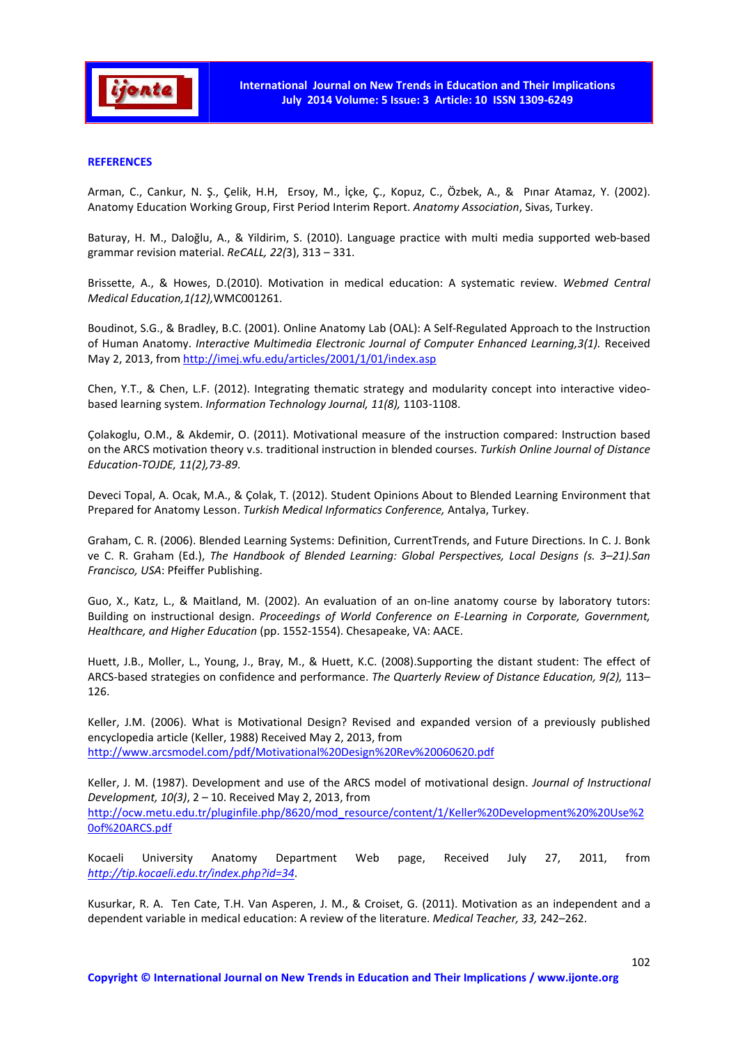**REFERENCES**

Arman, C., Cankur, N. Ş., Çelik, H.H, Ersoy, M., İçke, Ç., Kopuz, C., Özbek, A., & Pınar Atamaz, Y. (2002). Anatomy Education Working Group, First Period Interim Report. *Anatomy Association*, Sivas, Turkey.

Baturay, H. M., Daloğlu, A., & Yildirim, S. (2010). Language practice with multi media supported web-based grammar revision material. *ReCALL, 22(*3), 313 – 331.

Brissette, A., & Howes, D.(2010). Motivation in medical education: A systematic review. *Webmed Central Medical Education,1(12),*WMC001261.

Boudinot, S.G., & Bradley, B.C. (2001). Online Anatomy Lab (OAL): A Self-Regulated Approach to the Instruction of Human Anatomy. *Interactive Multimedia Electronic Journal of Computer Enhanced Learning,3(1).* Received May 2, 2013, from http://imej.wfu.edu/articles/2001/1/01/index.asp

Chen, Y.T., & Chen, L.F. (2012). Integrating thematic strategy and modularity concept into interactive video-based learning system. *Information Technology Journal, 11(8),* 1103-1108.

Çolakoglu, O.M., & Akdemir, O. (2011). Motivational measure of the instruction compared: Instruction based on the ARCS motivation theory v.s. traditional instruction in blended courses. *Turkish Online Journal of Distance Education-TOJDE, 11(2),73-89.*

Deveci Topal, A. Ocak, M.A., & Çolak, T. (2012). Student Opinions About to Blended Learning Environment that Prepared for Anatomy Lesson. *Turkish Medical Informatics Conference,* Antalya, Turkey.

Graham, C. R. (2006). Blended Learning Systems: Definition, CurrentTrends, and Future Directions. In C. J. Bonk ve C. R. Graham (Ed.), *The Handbook of Blended Learning: Global Perspectives, Local Designs (s. 3–21).San Francisco, USA*: Pfeiffer Publishing.

Guo, X., Katz, L., & Maitland, M. (2002). An evaluation of an on-line anatomy course by laboratory tutors: Building on instructional design. *Proceedings of World Conference on E-Learning in Corporate, Government, Healthcare, and Higher Education* (pp. 1552-1554). Chesapeake, VA: AACE.

Huett, J.B., Moller, L., Young, J., Bray, M., & Huett, K.C. (2008).Supporting the distant student: The effect of ARCS-based strategies on confidence and performance. *The Quarterly Review of Distance Education, 9(2),* 113–126.

Keller, J.M. (2006). What is Motivational Design? Revised and expanded version of a previously published encyclopedia article (Keller, 1988) Received May 2, 2013, from http://www.arcsmodel.com/pdf/Motivational%20Design%20Rev%20060620.pdf

Keller, J. M. (1987). Development and use of the ARCS model of motivational design. *Journal of Instructional Development, 10(3)*, 2 – 10. Received May 2, 2013, from http://ocw.metu.edu.tr/pluginfile.php/8620/mod_resource/content/1/Keller%20Development%20%20Use%20of%20ARCS.pdf

Kocaeli University Anatomy Department Web page, Received July 27, 2011, from *http://tip.kocaeli.edu.tr/index.php?id=34*.

Kusurkar, R. A. Ten Cate, T.H. Van Asperen, J. M., & Croiset, G. (2011). Motivation as an independent and a dependent variable in medical education: A review of the literature. *Medical Teacher, 33,* 242–262.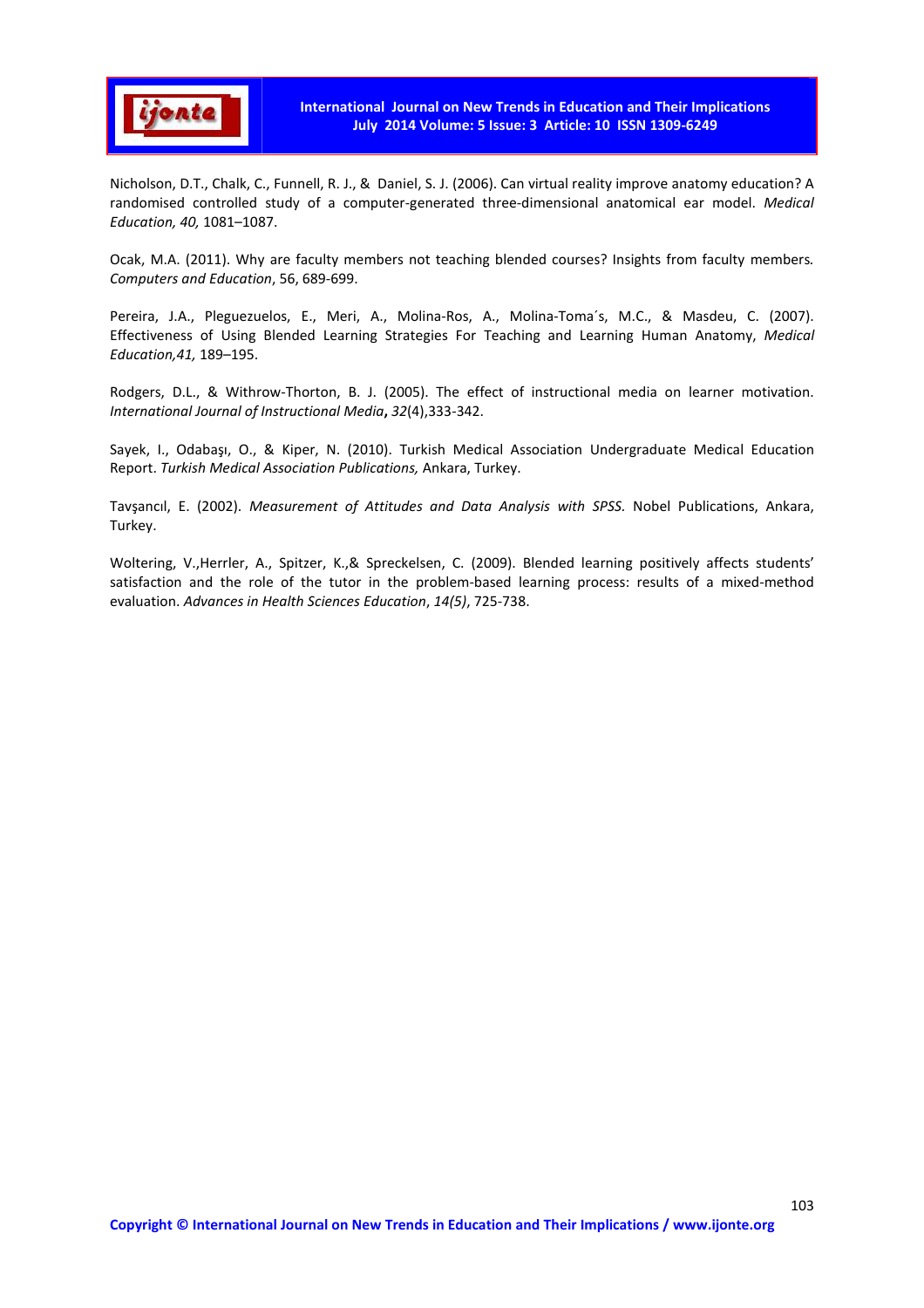Nicholson, D.T., Chalk, C., Funnell, R. J., & Daniel, S. J. (2006). Can virtual reality improve anatomy education? A randomised controlled study of a computer-generated three-dimensional anatomical ear model. *Medical Education, 40,* 1081–1087.

Ocak, M.A. (2011). Why are faculty members not teaching blended courses? Insights from faculty members. *Computers and Education*, 56, 689-699.

Pereira, J.A., Pleguezuelos, E., Meri, A., Molina-Ros, A., Molina-Toma´s, M.C., & Masdeu, C. (2007). Effectiveness of Using Blended Learning Strategies For Teaching and Learning Human Anatomy, *Medical Education,41,* 189–195.

Rodgers, D.L., & Withrow-Thorton, B. J. (2005). The effect of instructional media on learner motivation. *International Journal of Instructional Media***,** *32*(4),333-342.

Sayek, I., Odabaşı, O., & Kiper, N. (2010). Turkish Medical Association Undergraduate Medical Education Report. *Turkish Medical Association Publications,* Ankara, Turkey.

Tavşancıl, E. (2002). *Measurement of Attitudes and Data Analysis with SPSS.* Nobel Publications, Ankara, Turkey.

Woltering, V.,Herrler, A., Spitzer, K.,& Spreckelsen, C. (2009). Blended learning positively affects students' satisfaction and the role of the tutor in the problem-based learning process: results of a mixed-method evaluation. *Advances in Health Sciences Education*, *14(5)*, 725-738.